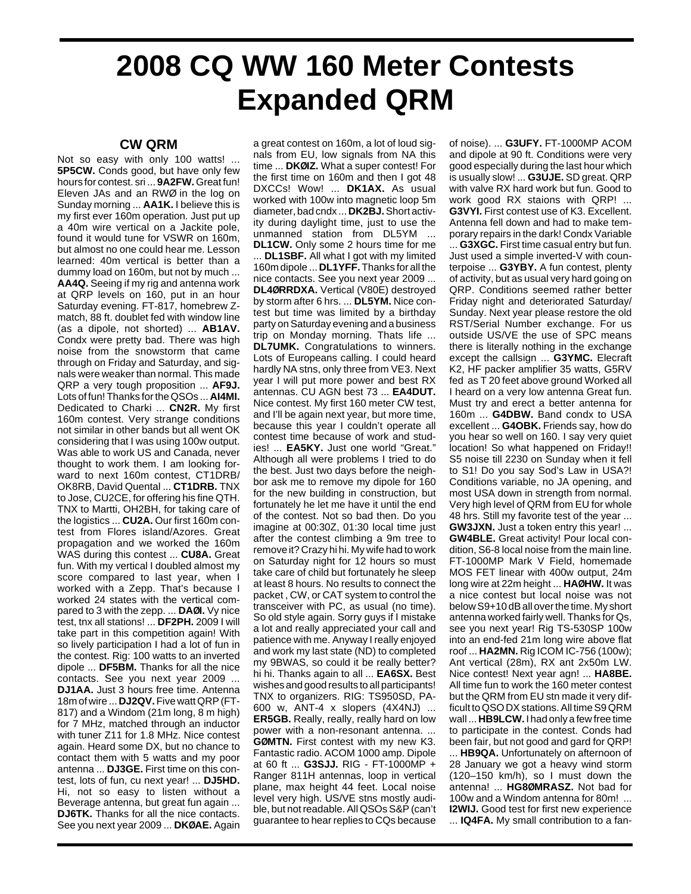# 2008 CQ WW 160 Meter Contests Expanded QRM

## CW QRM

Not so easy with only 100 watts! ... **5P5CW.** Conds good, but have only few hours for contest. sri ... **9A2FW.** Great fun! Eleven JAs and an RWØ in the log on Sunday morning ... **AA1K.** I believe this is my first ever 160m operation. Just put up a 40m wire vertical on a Jackite pole, found it would tune for VSWR on 160m, but almost no one could hear me. Lesson learned: 40m vertical is better than a dummy load on 160m, but not by much ... **AA4Q.** Seeing if my rig and antenna work at QRP levels on 160, put in an hour Saturday evening. FT-817, homebrew Z-match, 88 ft. doublet fed with window line (as a dipole, not shorted) ... **AB1AV.** Condx were pretty bad. There was high noise from the snowstorm that came through on Friday and Saturday, and signals were weaker than normal. This made QRP a very tough proposition ... **AF9J.** Lots of fun! Thanks for the QSOs ... **AI4MI.** Dedicated to Charki ... **CN2R.** My first 160m contest. Very strange conditions not similar in other bands but all went OK considering that I was using 100w output. Was able to work US and Canada, never thought to work them. I am looking forward to next 160m contest, CT1DRB/OK8RB, David Quental ... **CT1DRB.** TNX to Jose, CU2CE, for offering his fine QTH. TNX to Martti, OH2BH, for taking care of the logistics ... **CU2A.** Our first 160m contest from Flores island/Azores. Great propagation and we worked the 160m WAS during this contest ... **CU8A.** Great fun. With my vertical I doubled almost my score compared to last year, when I worked with a Zepp. That's because I worked 24 states with the vertical compared to 3 with the zepp. ... **DAØI.** Vy nice test, tnx all stations! ... **DF2PH.** 2009 I will take part in this competition again! With so lively participation I had a lot of fun in the contest. Rig: 100 watts to an inverted dipole ... **DF5BM.** Thanks for all the nice contacts. See you next year 2009 ... **DJ1AA.** Just 3 hours free time. Antenna 18m of wire ... **DJ2QV.** Five watt QRP (FT-817) and a Windom (21m long, 8 m high) for 7 MHz, matched through an inductor with tuner Z11 for 1.8 MHz. Nice contest again. Heard some DX, but no chance to contact them with 5 watts and my poor antenna ... **DJ3GE.** First time on this contest, lots of fun, cu next year! ... **DJ5HD.** Hi, not so easy to listen without a Beverage antenna, but great fun again ... **DJ6TK.** Thanks for all the nice contacts. See you next year 2009 ... **DKØAE.** Again a great contest on 160m, a lot of loud signals from EU, low signals from NA this time ... **DKØIZ.** What a super contest! For the first time on 160m and then I got 48 DXCCs! Wow! ... **DK1AX.** As usual worked with 100w into magnetic loop 5m diameter, bad cndx ... **DK2BJ.** Short activity during daylight time, just to use the unmanned station from DL5YM ... **DL1CW.** Only some 2 hours time for me ... **DL1SBF.** All what I got with my limited 160m dipole ... **DL1YFF.** Thanks for all the nice contacts. See you next year 2009 ... **DL4ØRRDXA.** Vertical (V80E) destroyed by storm after 6 hrs. ... **DL5YM.** Nice contest but time was limited by a birthday party on Saturday evening and a business trip on Monday morning. Thats life ... **DL7UMK.** Congratulations to winners. Lots of Europeans calling. I could heard hardly NA stns, only three from VE3. Next year I will put more power and best RX antennas. CU AGN best 73 ... **EA4DUT.** Nice contest. My first 160 meter CW test, and I'll be again next year, but more time, because this year I couldn't operate all contest time because of work and studies! ... **EA5KY.** Just one world "Great." Although all were problems I tried to do the best. Just two days before the neighbor ask me to remove my dipole for 160 for the new building in construction, but fortunately he let me have it until the end of the contest. Not so bad then. Do you imagine at 00:30Z, 01:30 local time just after the contest climbing a 9m tree to remove it? Crazy hi hi. My wife had to work on Saturday night for 12 hours so must take care of child but fortunately he sleep at least 8 hours. No results to connect the packet , CW, or CAT system to control the transceiver with PC, as usual (no time). So old style again. Sorry guys if I mistake a lot and really appreciated your call and patience with me. Anyway I really enjoyed and work my last state (ND) to completed my 9BWAS, so could it be really better? hi hi. Thanks again to all ... **EA6SX.** Best wishes and good results to all participants! TNX to organizers. RIG: TS950SD, PA-600 w, ANT-4 x slopers (4X4NJ) ... **ER5GB.** Really, really, really hard on low power with a non-resonant antenna. ... **GØMTN.** First contest with my new K3. Fantastic radio. ACOM 1000 amp. Dipole at 60 ft ... **G3SJJ.** RIG - FT-1000MP + Ranger 811H antennas, loop in vertical plane, max height 44 feet. Local noise level very high. US/VE stns mostly audible, but not readable. All QSOs S&P (can't guarantee to hear replies to CQs because of noise). ... **G3UFY.** FT-1000MP ACOM and dipole at 90 ft. Conditions were very good especially during the last hour which is usually slow! ... **G3UJE.** SD great. QRP with valve RX hard work but fun. Good to work good RX staions with QRP! ... **G3VYI.** First contest use of K3. Excellent. Antenna fell down and had to make temporary repairs in the dark! Condx Variable ... **G3XGC.** First time casual entry but fun. Just used a simple inverted-V with counterpoise ... **G3YBY.** A fun contest, plenty of activity, but as usual very hard going on QRP. Conditions seemed rather better Friday night and deteriorated Saturday/Sunday. Next year please restore the old RST/Serial Number exchange. For us outside US/VE the use of SPC means there is literally nothing in the exchange except the callsign ... **G3YMC.** Elecraft K2, HF packer amplifier 35 watts, G5RV fed as T 20 feet above ground Worked all I heard on a very low antenna Great fun. Must try and erect a better antenna for 160m ... **G4DBW.** Band condx to USA excellent ... **G4OBK.** Friends say, how do you hear so well on 160. I say very quiet location! So what happened on Friday!! S5 noise till 2230 on Sunday when it fell to S1! Do you say Sod's Law in USA?! Conditions variable, no JA opening, and most USA down in strength from normal. Very high level of QRM from EU for whole 48 hrs. Still my favorite test of the year ... **GW3JXN.** Just a token entry this year! ... **GW4BLE.** Great activity! Pour local condition, S6-8 local noise from the main line. FT-1000MP Mark V Field, homemade MOS FET linear with 400w output, 24m long wire at 22m height ... **HAØHW.** It was a nice contest but local noise was not below S9+10 dB all over the time. My short antenna worked fairly well. Thanks for Qs, see you next year! Rig TS-530SP 100w into an end-fed 21m long wire above flat roof ... **HA2MN.** Rig ICOM IC-756 (100w); Ant vertical (28m), RX ant 2x50m LW. Nice contest! Next year agn! ... **HA8BE.** All time fun to work the 160 meter contest but the QRM from EU stn made it very difficult to QSO DX stations. All time S9 QRM wall ... **HB9LCW.** I had only a few free time to participate in the contest. Conds had been fair, but not good and gard for QRP! ... **HB9QA.** Unfortunately on afternoon of 28 January we got a heavy wind storm (120–150 km/h), so I must down the antenna! ... **HG8ØMRASZ.** Not bad for 100w and a Windom antenna for 80m! ... **I2WIJ.** Good test for first new experience ... **IQ4FA.** My small contribution to a fan-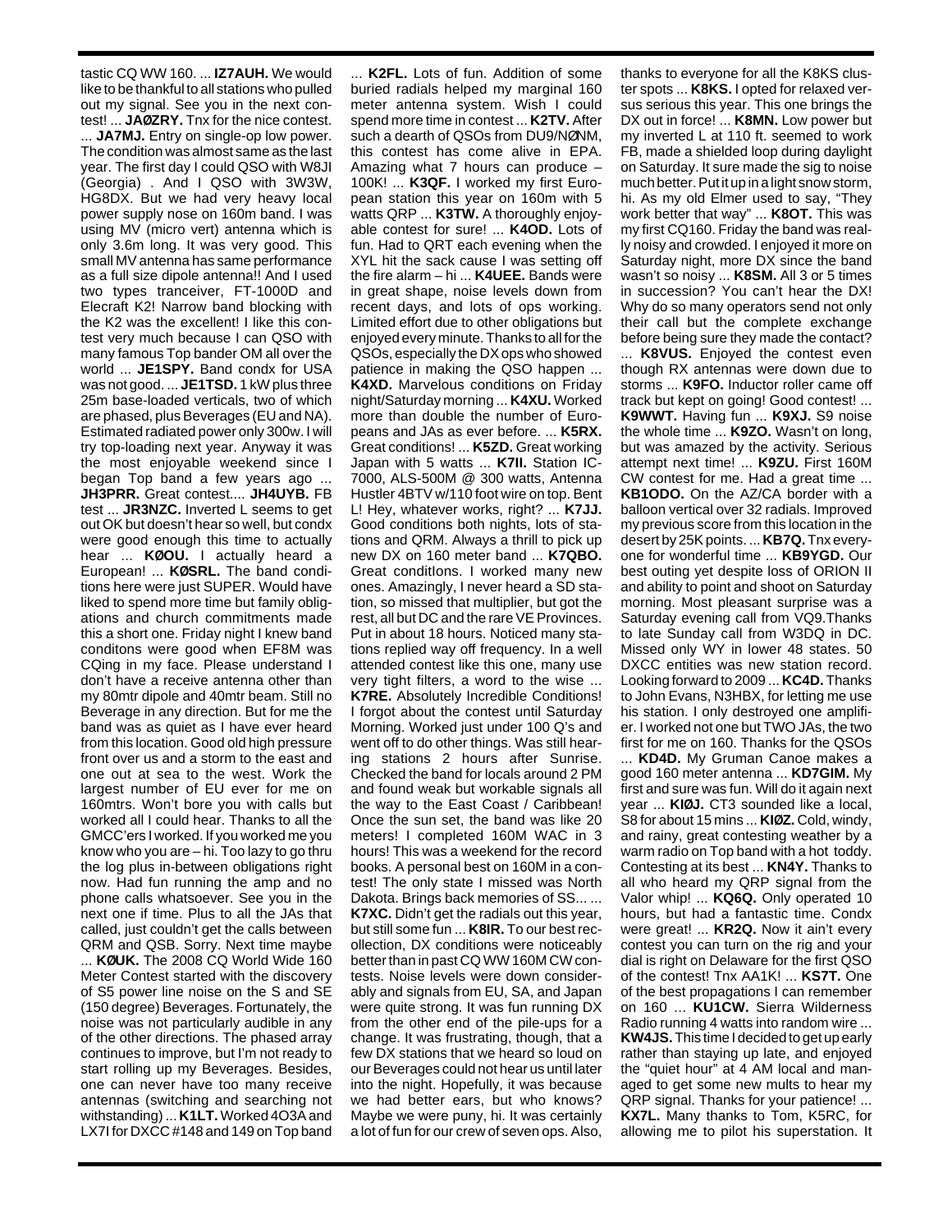tastic CQ WW 160. ... **IZ7AUH.** We would like to be thankful to all stations who pulled out my signal. See you in the next contest! ... **JAØZRY.** Tnx for the nice contest. ... **JA7MJ.** Entry on single-op low power. The condition was almost same as the last year. The first day I could QSO with W8JI (Georgia) . And I QSO with 3W3W, HG8DX. But we had very heavy local power supply nose on 160m band. I was using MV (micro vert) antenna which is only 3.6m long. It was very good. This small MV antenna has same performance as a full size dipole antenna!! And I used two types tranceiver, FT-1000D and Elecraft K2! Narrow band blocking with the K2 was the excellent! I like this contest very much because I can QSO with many famous Top bander OM all over the world ... **JE1SPY.** Band condx for USA was not good. ... **JE1TSD.** 1 kW plus three 25m base-loaded verticals, two of which are phased, plus Beverages (EU and NA). Estimated radiated power only 300w. I will try top-loading next year. Anyway it was the most enjoyable weekend since I began Top band a few years ago ... **JH3PRR.** Great contest.... **JH4UYB.** FB test ... **JR3NZC.** Inverted L seems to get out OK but doesn't hear so well, but condx were good enough this time to actually hear ... **KØOU.** I actually heard a European! ... **KØSRL.** The band conditions here were just SUPER. Would have liked to spend more time but family obligations and church commitments made this a short one. Friday night I knew band conditons were good when EF8M was CQing in my face. Please understand I don't have a receive antenna other than my 80mtr dipole and 40mtr beam. Still no Beverage in any direction. But for me the band was as quiet as I have ever heard from this location. Good old high pressure front over us and a storm to the east and one out at sea to the west. Work the largest number of EU ever for me on 160mtrs. Won't bore you with calls but worked all I could hear. Thanks to all the GMCC'ers I worked. If you worked me you know who you are – hi. Too lazy to go thru the log plus in-between obligations right now. Had fun running the amp and no phone calls whatsoever. See you in the next one if time. Plus to all the JAs that called, just couldn't get the calls between QRM and QSB. Sorry. Next time maybe ... **KØUK.** The 2008 CQ World Wide 160 Meter Contest started with the discovery of S5 power line noise on the S and SE (150 degree) Beverages. Fortunately, the noise was not particularly audible in any of the other directions. The phased array continues to improve, but I'm not ready to start rolling up my Beverages. Besides, one can never have too many receive antennas (switching and searching not withstanding) ... **K1LT.** Worked 4O3A and LX7I for DXCC #148 and 149 on Top band ... **K2FL.** Lots of fun. Addition of some buried radials helped my marginal 160 meter antenna system. Wish I could spend more time in contest ... **K2TV.** After such a dearth of QSOs from DU9/NØNM, this contest has come alive in EPA. Amazing what 7 hours can produce – 100K! ... **K3QF.** I worked my first European station this year on 160m with 5 watts QRP ... **K3TW.** A thoroughly enjoyable contest for sure! ... **K4OD.** Lots of fun. Had to QRT each evening when the XYL hit the sack cause I was setting off the fire alarm – hi ... **K4UEE.** Bands were in great shape, noise levels down from recent days, and lots of ops working. Limited effort due to other obligations but enjoyed every minute. Thanks to all for the QSOs, especially the DX ops who showed patience in making the QSO happen ... **K4XD.** Marvelous conditions on Friday night/Saturday morning ... **K4XU.** Worked more than double the number of Europeans and JAs as ever before. ... **K5RX.** Great conditions! ... **K5ZD.** Great working Japan with 5 watts ... **K7II.** Station IC-7000, ALS-500M @ 300 watts, Antenna Hustler 4BTV w/110 foot wire on top. Bent L! Hey, whatever works, right? ... **K7JJ.** Good conditions both nights, lots of stations and QRM. Always a thrill to pick up new DX on 160 meter band ... **K7QBO.** Great conditIons. I worked many new ones. Amazingly, I never heard a SD station, so missed that multiplier, but got the rest, all but DC and the rare VE Provinces. Put in about 18 hours. Noticed many stations replied way off frequency. In a well attended contest like this one, many use very tight filters, a word to the wise ... **K7RE.** Absolutely Incredible Conditions! I forgot about the contest until Saturday Morning. Worked just under 100 Q's and went off to do other things. Was still hearing stations 2 hours after Sunrise. Checked the band for locals around 2 PM and found weak but workable signals all the way to the East Coast / Caribbean! Once the sun set, the band was like 20 meters! I completed 160M WAC in 3 hours! This was a weekend for the record books. A personal best on 160M in a contest! The only state I missed was North Dakota. Brings back memories of SS... ... **K7XC.** Didn't get the radials out this year, but still some fun ... **K8IR.** To our best recollection, DX conditions were noticeably better than in past CQ WW 160M CW contests. Noise levels were down considerably and signals from EU, SA, and Japan were quite strong. It was fun running DX from the other end of the pile-ups for a change. It was frustrating, though, that a few DX stations that we heard so loud on our Beverages could not hear us until later into the night. Hopefully, it was because we had better ears, but who knows? Maybe we were puny, hi. It was certainly a lot of fun for our crew of seven ops. Also, thanks to everyone for all the K8KS cluster spots ... **K8KS.** I opted for relaxed versus serious this year. This one brings the DX out in force! ... **K8MN.** Low power but my inverted L at 110 ft. seemed to work FB, made a shielded loop during daylight on Saturday. It sure made the sig to noise much better. Put it up in a light snow storm, hi. As my old Elmer used to say, "They work better that way" ... **K8OT.** This was my first CQ160. Friday the band was really noisy and crowded. I enjoyed it more on Saturday night, more DX since the band wasn't so noisy ... **K8SM.** All 3 or 5 times in succession? You can't hear the DX! Why do so many operators send not only their call but the complete exchange before being sure they made the contact? ... **K8VUS.** Enjoyed the contest even though RX antennas were down due to storms ... **K9FO.** Inductor roller came off track but kept on going! Good contest! ... **K9WWT.** Having fun ... **K9XJ.** S9 noise the whole time ... **K9ZO.** Wasn't on long, but was amazed by the activity. Serious attempt next time! ... **K9ZU.** First 160M CW contest for me. Had a great time ... **KB1ODO.** On the AZ/CA border with a balloon vertical over 32 radials. Improved my previous score from this location in the desert by 25K points. ... **KB7Q.** Tnx everyone for wonderful time ... **KB9YGD.** Our best outing yet despite loss of ORION II and ability to point and shoot on Saturday morning. Most pleasant surprise was a Saturday evening call from VQ9.Thanks to late Sunday call from W3DQ in DC. Missed only WY in lower 48 states. 50 DXCC entities was new station record. Looking forward to 2009 ... **KC4D.** Thanks to John Evans, N3HBX, for letting me use his station. I only destroyed one amplifier. I worked not one but TWO JAs, the two first for me on 160. Thanks for the QSOs ... **KD4D.** My Gruman Canoe makes a good 160 meter antenna ... **KD7GIM.** My first and sure was fun. Will do it again next year ... **KIØJ.** CT3 sounded like a local, S8 for about 15 mins ... **KIØZ.** Cold, windy, and rainy, great contesting weather by a warm radio on Top band with a hot toddy. Contesting at its best ... **KN4Y.** Thanks to all who heard my QRP signal from the Valor whip! ... **KQ6Q.** Only operated 10 hours, but had a fantastic time. Condx were great! ... **KR2Q.** Now it ain't every contest you can turn on the rig and your dial is right on Delaware for the first QSO of the contest! Tnx AA1K! ... **KS7T.** One of the best propagations I can remember on 160 ... **KU1CW.** Sierra Wilderness Radio running 4 watts into random wire ... **KW4JS.** This time I decided to get up early rather than staying up late, and enjoyed the "quiet hour" at 4 AM local and managed to get some new mults to hear my QRP signal. Thanks for your patience! ... **KX7L.** Many thanks to Tom, K5RC, for allowing me to pilot his superstation. It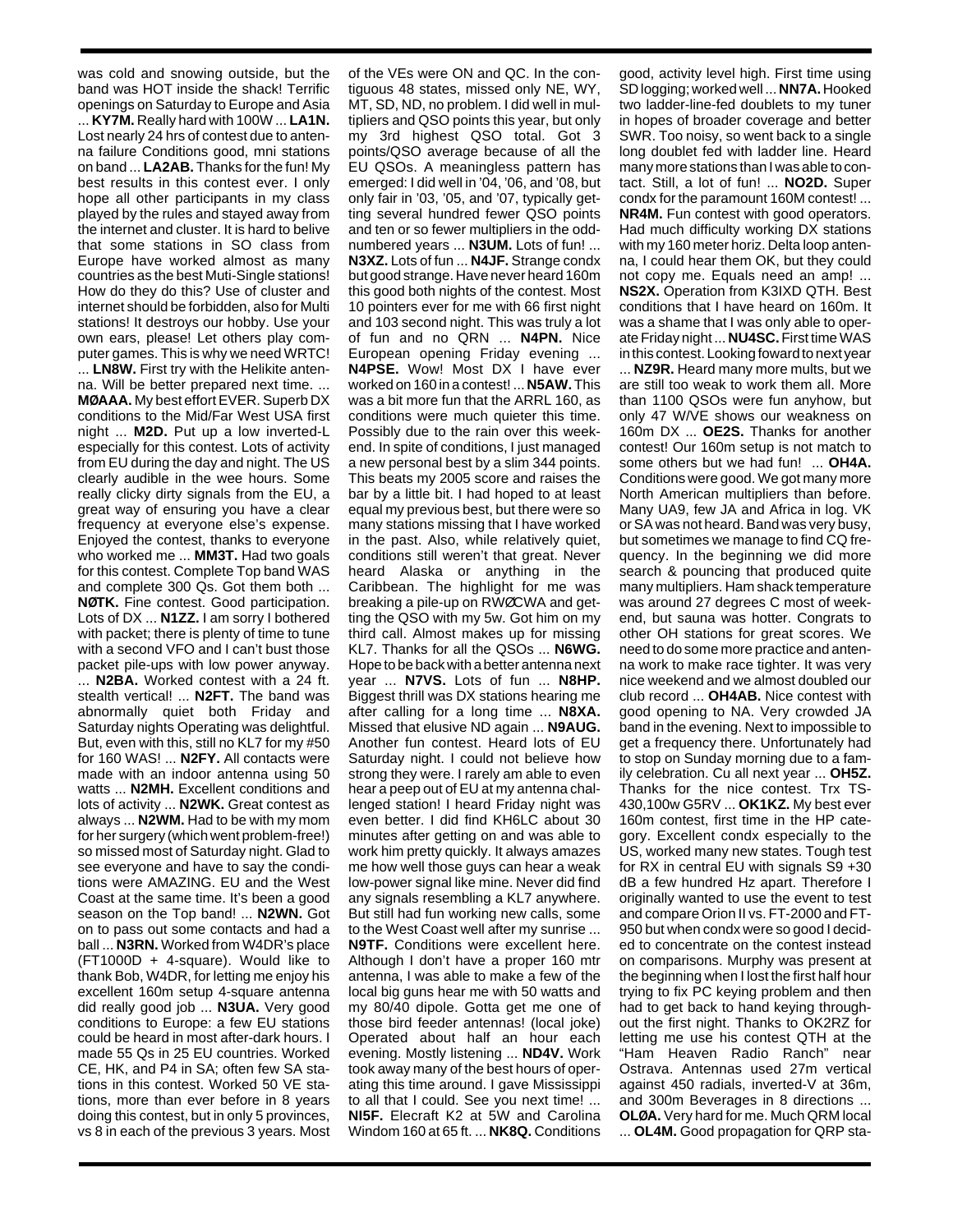was cold and snowing outside, but the band was HOT inside the shack! Terrific openings on Saturday to Europe and Asia ... **KY7M.** Really hard with 100W ... **LA1N.** Lost nearly 24 hrs of contest due to antenna failure Conditions good, mni stations on band ... **LA2AB.** Thanks for the fun! My best results in this contest ever. I only hope all other participants in my class played by the rules and stayed away from the internet and cluster. It is hard to belive that some stations in SO class from Europe have worked almost as many countries as the best Muti-Single stations! How do they do this? Use of cluster and internet should be forbidden, also for Multi stations! It destroys our hobby. Use your own ears, please! Let others play computer games. This is why we need WRTC! ... **LN8W.** First try with the Helikite antenna. Will be better prepared next time. ... **MØAAA.** My best effort EVER. Superb DX conditions to the Mid/Far West USA first night ... **M2D.** Put up a low inverted-L especially for this contest. Lots of activity from EU during the day and night. The US clearly audible in the wee hours. Some really clicky dirty signals from the EU, a great way of ensuring you have a clear frequency at everyone else's expense. Enjoyed the contest, thanks to everyone who worked me ... **MM3T.** Had two goals for this contest. Complete Top band WAS and complete 300 Qs. Got them both ... **NØTK.** Fine contest. Good participation. Lots of DX ... **N1ZZ.** I am sorry I bothered with packet; there is plenty of time to tune with a second VFO and I can't bust those packet pile-ups with low power anyway. ... **N2BA.** Worked contest with a 24 ft. stealth vertical! ... **N2FT.** The band was abnormally quiet both Friday and Saturday nights Operating was delightful. But, even with this, still no KL7 for my #50 for 160 WAS! ... **N2FY.** All contacts were made with an indoor antenna using 50 watts ... **N2MH.** Excellent conditions and lots of activity ... **N2WK.** Great contest as always ... **N2WM.** Had to be with my mom for her surgery (which went problem-free!) so missed most of Saturday night. Glad to see everyone and have to say the conditions were AMAZING. EU and the West Coast at the same time. It's been a good season on the Top band! ... **N2WN.** Got on to pass out some contacts and had a ball ... **N3RN.** Worked from W4DR's place (FT1000D + 4-square). Would like to thank Bob, W4DR, for letting me enjoy his excellent 160m setup 4-square antenna did really good job ... **N3UA.** Very good conditions to Europe: a few EU stations could be heard in most after-dark hours. I made 55 Qs in 25 EU countries. Worked CE, HK, and P4 in SA; often few SA stations in this contest. Worked 50 VE stations, more than ever before in 8 years doing this contest, but in only 5 provinces, vs 8 in each of the previous 3 years. Most of the VEs were ON and QC. In the contiguous 48 states, missed only NE, WY, MT, SD, ND, no problem. I did well in multipliers and QSO points this year, but only my 3rd highest QSO total. Got 3 points/QSO average because of all the EU QSOs. A meaningless pattern has emerged: I did well in '04, '06, and '08, but only fair in '03, '05, and '07, typically getting several hundred fewer QSO points and ten or so fewer multipliers in the odd-numbered years ... **N3UM.** Lots of fun! ... **N3XZ.** Lots of fun ... **N4JF.** Strange condx but good strange. Have never heard 160m this good both nights of the contest. Most 10 pointers ever for me with 66 first night and 103 second night. This was truly a lot of fun and no QRN ... **N4PN.** Nice European opening Friday evening ... **N4PSE.** Wow! Most DX I have ever worked on 160 in a contest! ... **N5AW.** This was a bit more fun that the ARRL 160, as conditions were much quieter this time. Possibly due to the rain over this weekend. In spite of conditions, I just managed a new personal best by a slim 344 points. This beats my 2005 score and raises the bar by a little bit. I had hoped to at least equal my previous best, but there were so many stations missing that I have worked in the past. Also, while relatively quiet, conditions still weren't that great. Never heard Alaska or anything in the Caribbean. The highlight for me was breaking a pile-up on RWØCWA and getting the QSO with my 5w. Got him on my third call. Almost makes up for missing KL7. Thanks for all the QSOs ... **N6WG.** Hope to be back with a better antenna next year ... **N7VS.** Lots of fun ... **N8HP.** Biggest thrill was DX stations hearing me after calling for a long time ... **N8XA.** Missed that elusive ND again ... **N9AUG.** Another fun contest. Heard lots of EU Saturday night. I could not believe how strong they were. I rarely am able to even hear a peep out of EU at my antenna challenged station! I heard Friday night was even better. I did find KH6LC about 30 minutes after getting on and was able to work him pretty quickly. It always amazes me how well those guys can hear a weak low-power signal like mine. Never did find any signals resembling a KL7 anywhere. But still had fun working new calls, some to the West Coast well after my sunrise ... **N9TF.** Conditions were excellent here. Although I don't have a proper 160 mtr antenna, I was able to make a few of the local big guns hear me with 50 watts and my 80/40 dipole. Gotta get me one of those bird feeder antennas! (local joke) Operated about half an hour each evening. Mostly listening ... **ND4V.** Work took away many of the best hours of operating this time around. I gave Mississippi to all that I could. See you next time! ... **NI5F.** Elecraft K2 at 5W and Carolina Windom 160 at 65 ft. ... **NK8Q.** Conditions good, activity level high. First time using SD logging; worked well ... **NN7A.** Hooked two ladder-line-fed doublets to my tuner in hopes of broader coverage and better SWR. Too noisy, so went back to a single long doublet fed with ladder line. Heard many more stations than I was able to contact. Still, a lot of fun! ... **NO2D.** Super condx for the paramount 160M contest! ... **NR4M.** Fun contest with good operators. Had much difficulty working DX stations with my 160 meter horiz. Delta loop antenna, I could hear them OK, but they could not copy me. Equals need an amp! ... **NS2X.** Operation from K3IXD QTH. Best conditions that I have heard on 160m. It was a shame that I was only able to operate Friday night ... **NU4SC.** First time WAS in this contest. Looking foward to next year ... **NZ9R.** Heard many more mults, but we are still too weak to work them all. More than 1100 QSOs were fun anyhow, but only 47 W/VE shows our weakness on 160m DX ... **OE2S.** Thanks for another contest! Our 160m setup is not match to some others but we had fun! ... **OH4A.** Conditions were good. We got many more North American multipliers than before. Many UA9, few JA and Africa in log. VK or SA was not heard. Band was very busy, but sometimes we manage to find CQ frequency. In the beginning we did more search & pouncing that produced quite many multipliers. Ham shack temperature was around 27 degrees C most of weekend, but sauna was hotter. Congrats to other OH stations for great scores. We need to do some more practice and antenna work to make race tighter. It was very nice weekend and we almost doubled our club record ... **OH4AB.** Nice contest with good opening to NA. Very crowded JA band in the evening. Next to impossible to get a frequency there. Unfortunately had to stop on Sunday morning due to a family celebration. Cu all next year ... **OH5Z.** Thanks for the nice contest. Trx TS-430,100w G5RV ... **OK1KZ.** My best ever 160m contest, first time in the HP category. Excellent condx especially to the US, worked many new states. Tough test for RX in central EU with signals S9 +30 dB a few hundred Hz apart. Therefore I originally wanted to use the event to test and compare Orion II vs. FT-2000 and FT-950 but when condx were so good I decided to concentrate on the contest instead on comparisons. Murphy was present at the beginning when I lost the first half hour trying to fix PC keying problem and then had to get back to hand keying throughout the first night. Thanks to OK2RZ for letting me use his contest QTH at the "Ham Heaven Radio Ranch" near Ostrava. Antennas used 27m vertical against 450 radials, inverted-V at 36m, and 300m Beverages in 8 directions ... **OLØA.** Very hard for me. Much QRM local ... **OL4M.** Good propagation for QRP sta-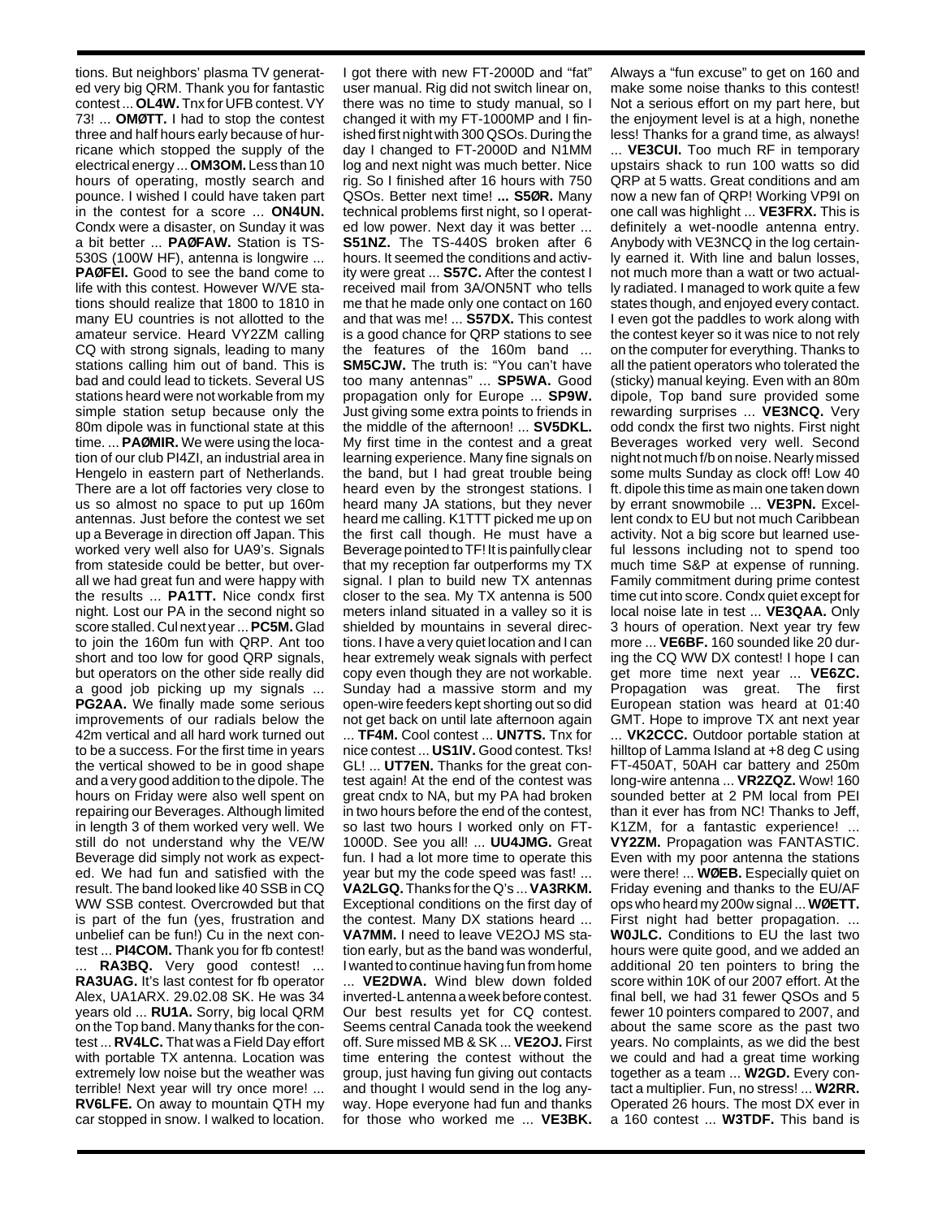tions. But neighbors' plasma TV generated very big QRM. Thank you for fantastic contest ... **OL4W.** Tnx for UFB contest. VY 73! ... **OMØTT.** I had to stop the contest three and half hours early because of hurricane which stopped the supply of the electrical energy ... **OM3OM.** Less than 10 hours of operating, mostly search and pounce. I wished I could have taken part in the contest for a score ... **ON4UN.** Condx were a disaster, on Sunday it was a bit better ... **PAØFAW.** Station is TS-530S (100W HF), antenna is longwire ... **PAØFEI.** Good to see the band come to life with this contest. However W/VE stations should realize that 1800 to 1810 in many EU countries is not allotted to the amateur service. Heard VY2ZM calling CQ with strong signals, leading to many stations calling him out of band. This is bad and could lead to tickets. Several US stations heard were not workable from my simple station setup because only the 80m dipole was in functional state at this time. ... **PAØMIR.** We were using the location of our club PI4ZI, an industrial area in Hengelo in eastern part of Netherlands. There are a lot off factories very close to us so almost no space to put up 160m antennas. Just before the contest we set up a Beverage in direction off Japan. This worked very well also for UA9's. Signals from stateside could be better, but overall we had great fun and were happy with the results ... **PA1TT.** Nice condx first night. Lost our PA in the second night so score stalled. Cul next year ... **PC5M.** Glad to join the 160m fun with QRP. Ant too short and too low for good QRP signals, but operators on the other side really did a good job picking up my signals ... **PG2AA.** We finally made some serious improvements of our radials below the 42m vertical and all hard work turned out to be a success. For the first time in years the vertical showed to be in good shape and a very good addition to the dipole. The hours on Friday were also well spent on repairing our Beverages. Although limited in length 3 of them worked very well. We still do not understand why the VE/W Beverage did simply not work as expected. We had fun and satisfied with the result. The band looked like 40 SSB in CQ WW SSB contest. Overcrowded but that is part of the fun (yes, frustration and unbelief can be fun!) Cu in the next contest ... **PI4COM.** Thank you for fb contest! ... **RA3BQ.** Very good contest! ... **RA3UAG.** It's last contest for fb operator Alex, UA1ARX. 29.02.08 SK. He was 34 years old ... **RU1A.** Sorry, big local QRM on the Top band. Many thanks for the contest ... **RV4LC.** That was a Field Day effort with portable TX antenna. Location was extremely low noise but the weather was terrible! Next year will try once more! ... **RV6LFE.** On away to mountain QTH my car stopped in snow. I walked to location. I got there with new FT-2000D and "fat" user manual. Rig did not switch linear on, there was no time to study manual, so I changed it with my FT-1000MP and I finished first night with 300 QSOs. During the day I changed to FT-2000D and N1MM log and next night was much better. Nice rig. So I finished after 16 hours with 750 QSOs. Better next time! **... S5ØR.** Many technical problems first night, so I operated low power. Next day it was better ... **S51NZ.** The TS-440S broken after 6 hours. It seemed the conditions and activity were great ... **S57C.** After the contest I received mail from 3A/ON5NT who tells me that he made only one contact on 160 and that was me! ... **S57DX.** This contest is a good chance for QRP stations to see the features of the 160m band ... **SM5CJW.** The truth is: "You can't have too many antennas" ... **SP5WA.** Good propagation only for Europe ... **SP9W.** Just giving some extra points to friends in the middle of the afternoon! ... **SV5DKL.** My first time in the contest and a great learning experience. Many fine signals on the band, but I had great trouble being heard even by the strongest stations. I heard many JA stations, but they never heard me calling. K1TTT picked me up on the first call though. He must have a Beverage pointed to TF! It is painfully clear that my reception far outperforms my TX signal. I plan to build new TX antennas closer to the sea. My TX antenna is 500 meters inland situated in a valley so it is shielded by mountains in several directions. I have a very quiet location and I can hear extremely weak signals with perfect copy even though they are not workable. Sunday had a massive storm and my open-wire feeders kept shorting out so did not get back on until late afternoon again ... **TF4M.** Cool contest ... **UN7TS.** Tnx for nice contest ... **US1IV.** Good contest. Tks! GL! ... **UT7EN.** Thanks for the great contest again! At the end of the contest was great cndx to NA, but my PA had broken in two hours before the end of the contest, so last two hours I worked only on FT-1000D. See you all! ... **UU4JMG.** Great fun. I had a lot more time to operate this year but my the code speed was fast! ... **VA2LGQ.** Thanks for the Q's ... **VA3RKM.** Exceptional conditions on the first day of the contest. Many DX stations heard ... **VA7MM.** I need to leave VE2OJ MS station early, but as the band was wonderful, I wanted to continue having fun from home ... **VE2DWA.** Wind blew down folded inverted-L antenna a week before contest. Our best results yet for CQ contest. Seems central Canada took the weekend off. Sure missed MB & SK ... **VE2OJ.** First time entering the contest without the group, just having fun giving out contacts and thought I would send in the log anyway. Hope everyone had fun and thanks for those who worked me ... **VE3BK.** Always a "fun excuse" to get on 160 and make some noise thanks to this contest! Not a serious effort on my part here, but the enjoyment level is at a high, nonetheless! Thanks for a grand time, as always! ... **VE3CUI.** Too much RF in temporary upstairs shack to run 100 watts so did QRP at 5 watts. Great conditions and am now a new fan of QRP! Working VP9I on one call was highlight ... **VE3FRX.** This is definitely a wet-noodle antenna entry. Anybody with VE3NCQ in the log certainly earned it. With line and balun losses, not much more than a watt or two actually radiated. I managed to work quite a few states though, and enjoyed every contact. I even got the paddles to work along with the contest keyer so it was nice to not rely on the computer for everything. Thanks to all the patient operators who tolerated the (sticky) manual keying. Even with an 80m dipole, Top band sure provided some rewarding surprises ... **VE3NCQ.** Very odd condx the first two nights. First night Beverages worked very well. Second night not much f/b on noise. Nearly missed some mults Sunday as clock off! Low 40 ft. dipole this time as main one taken down by errant snowmobile ... **VE3PN.** Excellent condx to EU but not much Caribbean activity. Not a big score but learned useful lessons including not to spend too much time S&P at expense of running. Family commitment during prime contest time cut into score. Condx quiet except for local noise late in test ... **VE3QAA.** Only 3 hours of operation. Next year try few more ... **VE6BF.** 160 sounded like 20 during the CQ WW DX contest! I hope I can get more time next year ... **VE6ZC.** Propagation was great. The first European station was heard at 01:40 GMT. Hope to improve TX ant next year ... **VK2CCC.** Outdoor portable station at hilltop of Lamma Island at +8 deg C using FT-450AT, 50AH car battery and 250m long-wire antenna ... **VR2ZQZ.** Wow! 160 sounded better at 2 PM local from PEI than it ever has from NC! Thanks to Jeff, K1ZM, for a fantastic experience! ... **VY2ZM.** Propagation was FANTASTIC. Even with my poor antenna the stations were there! ... **WØEB.** Especially quiet on Friday evening and thanks to the EU/AF ops who heard my 200w signal ... **WØETT.** First night had better propagation. ... **W0JLC.** Conditions to EU the last two hours were quite good, and we added an additional 20 ten pointers to bring the score within 10K of our 2007 effort. At the final bell, we had 31 fewer QSOs and 5 fewer 10 pointers compared to 2007, and about the same score as the past two years. No complaints, as we did the best we could and had a great time working together as a team ... **W2GD.** Every contact a multiplier. Fun, no stress! ... **W2RR.** Operated 26 hours. The most DX ever in a 160 contest ... **W3TDF.** This band is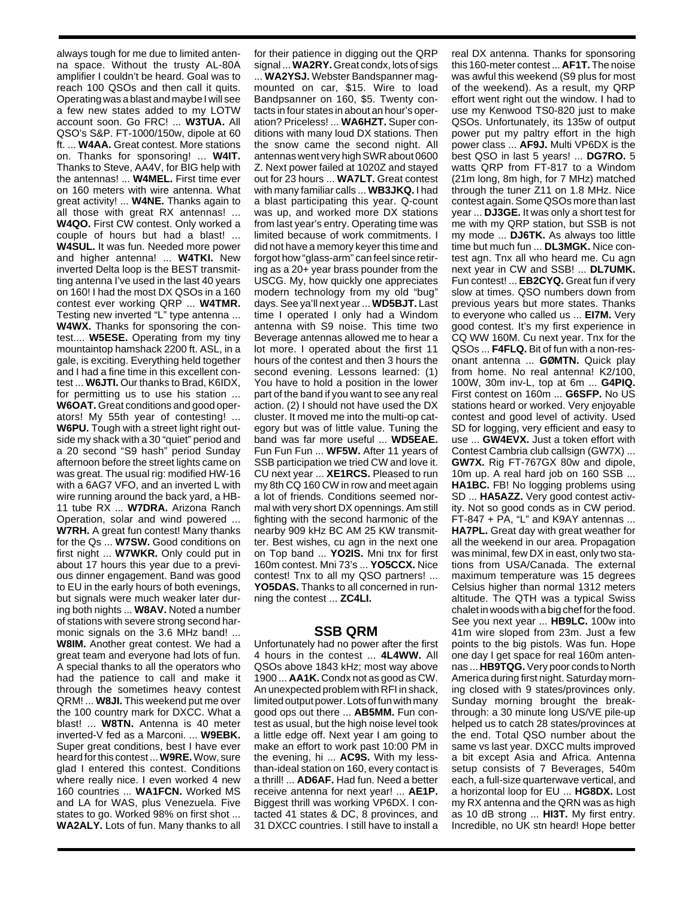always tough for me due to limited antenna space. Without the trusty AL-80A amplifier I couldn't be heard. Goal was to reach 100 QSOs and then call it quits. Operating was a blast and maybe I will see a few new states added to my LOTW account soon. Go FRC! ... **W3TUA.** All QSO's S&P. FT-1000/150w, dipole at 60 ft. ... **W4AA.** Great contest. More stations on. Thanks for sponsoring! ... **W4IT.** Thanks to Steve, AA4V, for BIG help with the antennas! ... **W4MEL.** First time ever on 160 meters with wire antenna. What great activity! ... **W4NE.** Thanks again to all those with great RX antennas! ... **W4QO.** First CW contest. Only worked a couple of hours but had a blast! ... **W4SUL.** It was fun. Needed more power and higher antenna! ... **W4TKI.** New inverted Delta loop is the BEST transmitting antenna I've used in the last 40 years on 160! I had the most DX QSOs in a 160 contest ever working QRP ... **W4TMR.** Testing new inverted "L" type antenna ... **W4WX.** Thanks for sponsoring the contest.... **W5ESE.** Operating from my tiny mountaintop hamshack 2200 ft. ASL, in a gale, is exciting. Everything held together and I had a fine time in this excellent contest ... **W6JTI.** Our thanks to Brad, K6IDX, for permitting us to use his station ... **W6OAT.** Great conditions and good operators! My 55th year of contesting! ... **W6PU.** Tough with a street light right outside my shack with a 30 "quiet" period and a 20 second "S9 hash" period Sunday afternoon before the street lights came on was great. The usual rig: modified HW-16 with a 6AG7 VFO, and an inverted L with wire running around the back yard, a HB-11 tube RX ... **W7DRA.** Arizona Ranch Operation, solar and wind powered ... **W7RH.** A great fun contest! Many thanks for the Qs ... **W7SW.** Good conditions on first night ... **W7WKR.** Only could put in about 17 hours this year due to a previous dinner engagement. Band was good to EU in the early hours of both evenings, but signals were much weaker later during both nights ... **W8AV.** Noted a number of stations with severe strong second harmonic signals on the 3.6 MHz band! ... **W8IM.** Another great contest. We had a great team and everyone had lots of fun. A special thanks to all the operators who had the patience to call and make it through the sometimes heavy contest QRM! ... **W8JI.** This weekend put me over the 100 country mark for DXCC. What a blast! ... **W8TN.** Antenna is 40 meter inverted-V fed as a Marconi. ... **W9EBK.** Super great conditions, best I have ever heard for this contest ... **W9RE.** Wow, sure glad I entered this contest. Conditions where really nice. I even worked 4 new 160 countries ... **WA1FCN.** Worked MS and LA for WAS, plus Venezuela. Five states to go. Worked 98% on first shot ... **WA2ALY.** Lots of fun. Many thanks to all for their patience in digging out the QRP signal ... **WA2RY.** Great condx, lots of sigs ... **WA2YSJ.** Webster Bandspanner magmounted on car, $15. Wire to load Bandpsanner on 160, $5. Twenty contacts in four states in about an hour's operation? Priceless! ... **WA6HZT.** Super conditions with many loud DX stations. Then the snow came the second night. All antennas went very high SWR about 0600 Z. Next power failed at 1020Z and stayed out for 23 hours ... **WA7LT.** Great contest with many familiar calls ... **WB3JKQ.** I had a blast participating this year. Q-count was up, and worked more DX stations from last year's entry. Operating time was limited because of work commitments. I did not have a memory keyer this time and forgot how "glass-arm" can feel since retiring as a 20+ year brass pounder from the USCG. My, how quickly one appreciates modern technology from my old "bug" days. See ya'll next year ... **WD5BJT.** Last time I operated I only had a Windom antenna with S9 noise. This time two Beverage antennas allowed me to hear a lot more. I operated about the first 11 hours of the contest and then 3 hours the second evening. Lessons learned: (1) You have to hold a position in the lower part of the band if you want to see any real action. (2) I should not have used the DX cluster. It moved me into the multi-op category but was of little value. Tuning the band was far more useful ... **WD5EAE.** Fun Fun Fun ... **WF5W.** After 11 years of SSB participation we tried CW and love it. CU next year ... **XE1RCS.** Pleased to run my 8th CQ 160 CW in row and meet again a lot of friends. Conditions seemed normal with very short DX opennings. Am still fighting with the second harmonic of the nearby 909 kHz BC AM 25 KW transmitter. Best wishes, cu agn in the next one on Top band ... **YO2IS.** Mni tnx for first 160m contest. Mni 73's ... **YO5CCX.** Nice contest! Tnx to all my QSO partners! ... **YO5DAS.** Thanks to all concerned in running the contest ... **ZC4LI.**

## SSB QRM

Unfortunately had no power after the first 4 hours in the contest ... **4L4WW.** All QSOs above 1843 kHz; most way above 1900 ... **AA1K.** Condx not as good as CW. An unexpected problem with RFI in shack, limited output power. Lots of fun with many good ops out there ... **AB5MM.** Fun contest as usual, but the high noise level took a little edge off. Next year I am going to make an effort to work past 10:00 PM in the evening, hi ... **AC9S.** With my less-than-ideal station on 160, every contact is a thrill! ... **AD6AF.** Had fun. Need a better receive antenna for next year! ... **AE1P.** Biggest thrill was working VP6DX. I contacted 41 states & DC, 8 provinces, and 31 DXCC countries. I still have to install a real DX antenna. Thanks for sponsoring this 160-meter contest ... **AF1T.** The noise was awful this weekend (S9 plus for most of the weekend). As a result, my QRP effort went right out the window. I had to use my Kenwood TS0-820 just to make QSOs. Unfortunately, its 135w of output power put my paltry effort in the high power class ... **AF9J.** Multi VP6DX is the best QSO in last 5 years! ... **DG7RO.** 5 watts QRP from FT-817 to a Windom (21m long, 8m high, for 7 MHz) matched through the tuner Z11 on 1.8 MHz. Nice contest again. Some QSOs more than last year ... **DJ3GE.** It was only a short test for me with my QRP station, but SSB is not my mode ... **DJ6TK.** As always too little time but much fun ... **DL3MGK.** Nice contest agn. Tnx all who heard me. Cu agn next year in CW and SSB! ... **DL7UMK.** Fun contest! ... **EB2CYQ.** Great fun if very slow at times. QSO numbers down from previous years but more states. Thanks to everyone who called us ... **EI7M.** Very good contest. It's my first experience in CQ WW 160M. Cu next year. Tnx for the QSOs ... **F4FLQ.** Bit of fun with a non-resonant antenna ... **GØMTN.** Quick play from home. No real antenna! K2/100, 100W, 30m inv-L, top at 6m ... **G4PIQ.** First contest on 160m ... **G6SFP.** No US stations heard or worked. Very enjoyable contest and good level of activity. Used SD for logging, very efficient and easy to use ... **GW4EVX.** Just a token effort with Contest Cambria club callsign (GW7X) ... **GW7X.** Rig FT-767GX 80w and dipole, 10m up. A real hard job on 160 SSB ... **HA1BC.** FB! No logging problems using SD ... **HA5AZZ.** Very good contest activity. Not so good conds as in CW period. FT-847 + PA, "L" and K9AY antennas ... **HA7PL.** Great day with great weather for all the weekend in our area. Propagation was minimal, few DX in east, only two stations from USA/Canada. The external maximum temperature was 15 degrees Celsius higher than normal 1312 meters altitude. The QTH was a typical Swiss chalet in woods with a big chef for the food. See you next year ... **HB9LC.** 100w into 41m wire sloped from 23m. Just a few points to the big pistols. Was fun. Hope one day I get space for real 160m antennas ... **HB9TQG.** Very poor conds to North America during first night. Saturday morning closed with 9 states/provinces only. Sunday morning brought the breakthrough: a 30 minute long US/VE pile-up helped us to catch 28 states/provinces at the end. Total QSO number about the same vs last year. DXCC mults improved a bit except Asia and Africa. Antenna setup consists of 7 Beverages, 540m each, a full-size quarterwave vertical, and a horizontal loop for EU ... **HG8DX.** Lost my RX antenna and the QRN was as high as 10 dB strong ... **HI3T.** My first entry. Incredible, no UK stn heard! Hope better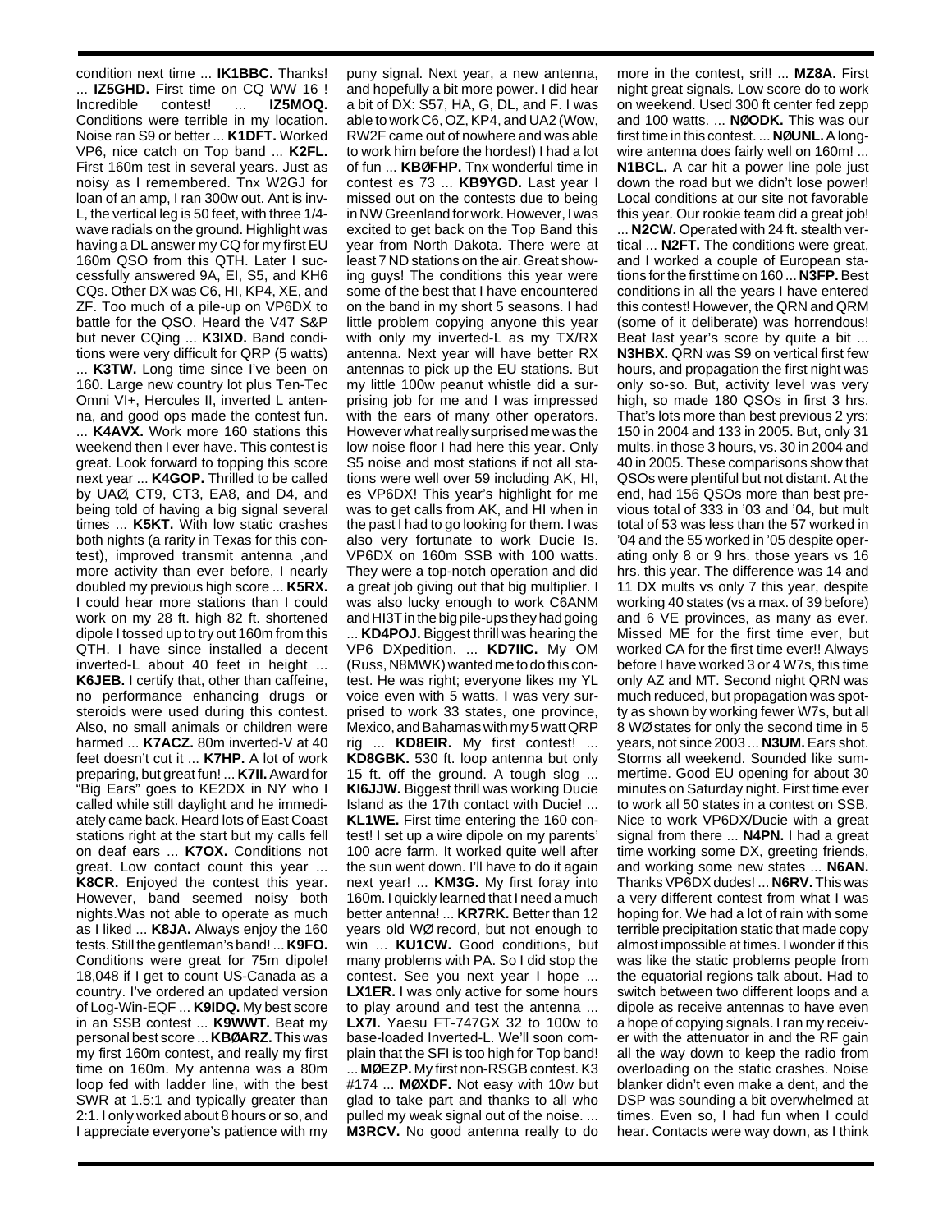condition next time ... **IK1BBC.** Thanks! ... **IZ5GHD.** First time on CQ WW 16 ! Incredible contest! ... **IZ5MOQ.** Conditions were terrible in my location. Noise ran S9 or better ... **K1DFT.** Worked VP6, nice catch on Top band ... **K2FL.** First 160m test in several years. Just as noisy as I remembered. Tnx W2GJ for loan of an amp, I ran 300w out. Ant is inv-L, the vertical leg is 50 feet, with three 1/4-wave radials on the ground. Highlight was having a DL answer my CQ for my first EU 160m QSO from this QTH. Later I successfully answered 9A, EI, S5, and KH6 CQs. Other DX was C6, HI, KP4, XE, and ZF. Too much of a pile-up on VP6DX to battle for the QSO. Heard the V47 S&P but never CQing ... **K3IXD.** Band conditions were very difficult for QRP (5 watts) ... **K3TW.** Long time since I've been on 160. Large new country lot plus Ten-Tec Omni VI+, Hercules II, inverted L antenna, and good ops made the contest fun. ... **K4AVX.** Work more 160 stations this weekend then I ever have. This contest is great. Look forward to topping this score next year ... **K4GOP.** Thrilled to be called by UAØ, CT9, CT3, EA8, and D4, and being told of having a big signal several times ... **K5KT.** With low static crashes both nights (a rarity in Texas for this contest), improved transmit antenna ,and more activity than ever before, I nearly doubled my previous high score ... **K5RX.** I could hear more stations than I could work on my 28 ft. high 82 ft. shortened dipole I tossed up to try out 160m from this QTH. I have since installed a decent inverted-L about 40 feet in height ... **K6JEB.** I certify that, other than caffeine, no performance enhancing drugs or steroids were used during this contest. Also, no small animals or children were harmed ... **K7ACZ.** 80m inverted-V at 40 feet doesn't cut it ... **K7HP.** A lot of work preparing, but great fun! ... **K7II.** Award for "Big Ears" goes to KE2DX in NY who I called while still daylight and he immediately came back. Heard lots of East Coast stations right at the start but my calls fell on deaf ears ... **K7OX.** Conditions not great. Low contact count this year ... **K8CR.** Enjoyed the contest this year. However, band seemed noisy both nights.Was not able to operate as much as I liked ... **K8JA.** Always enjoy the 160 tests. Still the gentleman's band! ... **K9FO.** Conditions were great for 75m dipole! 18,048 if I get to count US-Canada as a country. I've ordered an updated version of Log-Win-EQF ... **K9IDQ.** My best score in an SSB contest ... **K9WWT.** Beat my personal best score ... **KBØARZ.** This was my first 160m contest, and really my first time on 160m. My antenna was a 80m loop fed with ladder line, with the best SWR at 1.5:1 and typically greater than 2:1. I only worked about 8 hours or so, and I appreciate everyone's patience with my puny signal. Next year, a new antenna, and hopefully a bit more power. I did hear a bit of DX: S57, HA, G, DL, and F. I was able to work C6, OZ, KP4, and UA2 (Wow, RW2F came out of nowhere and was able to work him before the hordes!) I had a lot of fun ... **KBØFHP.** Tnx wonderful time in contest es 73 ... **KB9YGD.** Last year I missed out on the contests due to being in NW Greenland for work. However, I was excited to get back on the Top Band this year from North Dakota. There were at least 7 ND stations on the air. Great showing guys! The conditions this year were some of the best that I have encountered on the band in my short 5 seasons. I had little problem copying anyone this year with only my inverted-L as my TX/RX antenna. Next year will have better RX antennas to pick up the EU stations. But my little 100w peanut whistle did a surprising job for me and I was impressed with the ears of many other operators. However what really surprised me was the low noise floor I had here this year. Only S5 noise and most stations if not all stations were well over 59 including AK, HI, es VP6DX! This year's highlight for me was to get calls from AK, and HI when in the past I had to go looking for them. I was also very fortunate to work Ducie Is. VP6DX on 160m SSB with 100 watts. They were a top-notch operation and did a great job giving out that big multiplier. I was also lucky enough to work C6ANM and HI3T in the big pile-ups they had going ... **KD4POJ.** Biggest thrill was hearing the VP6 DXpedition. ... **KD7IIC.** My OM (Russ, N8MWK) wanted me to do this contest. He was right; everyone likes my YL voice even with 5 watts. I was very surprised to work 33 states, one province, Mexico, and Bahamas with my 5 watt QRP rig ... **KD8EIR.** My first contest! ... **KD8GBK.** 530 ft. loop antenna but only 15 ft. off the ground. A tough slog ... **KI6JJW.** Biggest thrill was working Ducie Island as the 17th contact with Ducie! ... **KL1WE.** First time entering the 160 contest! I set up a wire dipole on my parents' 100 acre farm. It worked quite well after the sun went down. I'll have to do it again next year! ... **KM3G.** My first foray into 160m. I quickly learned that I need a much better antenna! ... **KR7RK.** Better than 12 years old WØ record, but not enough to win ... **KU1CW.** Good conditions, but many problems with PA. So I did stop the contest. See you next year I hope ... **LX1ER.** I was only active for some hours to play around and test the antenna ... **LX7I.** Yaesu FT-747GX 32 to 100w to base-loaded Inverted-L. We'll soon complain that the SFI is too high for Top band! ... **MØEZP.** My first non-RSGB contest. K3 #174 ... **MØXDF.** Not easy with 10w but glad to take part and thanks to all who pulled my weak signal out of the noise. ... **M3RCV.** No good antenna really to do more in the contest, sri!! ... **MZ8A.** First night great signals. Low score do to work on weekend. Used 300 ft center fed zepp and 100 watts. ... **NØODK.** This was our first time in this contest. ... **NØUNL.** A longwire antenna does fairly well on 160m! ... **N1BCL.** A car hit a power line pole just down the road but we didn't lose power! Local conditions at our site not favorable this year. Our rookie team did a great job! ... **N2CW.** Operated with 24 ft. stealth vertical ... **N2FT.** The conditions were great, and I worked a couple of European stations for the first time on 160 ... **N3FP.** Best conditions in all the years I have entered this contest! However, the QRN and QRM (some of it deliberate) was horrendous! Beat last year's score by quite a bit ... **N3HBX.** QRN was S9 on vertical first few hours, and propagation the first night was only so-so. But, activity level was very high, so made 180 QSOs in first 3 hrs. That's lots more than best previous 2 yrs: 150 in 2004 and 133 in 2005. But, only 31 mults. in those 3 hours, vs. 30 in 2004 and 40 in 2005. These comparisons show that QSOs were plentiful but not distant. At the end, had 156 QSOs more than best previous total of 333 in '03 and '04, but mult total of 53 was less than the 57 worked in '04 and the 55 worked in '05 despite operating only 8 or 9 hrs. those years vs 16 hrs. this year. The difference was 14 and 11 DX mults vs only 7 this year, despite working 40 states (vs a max. of 39 before) and 6 VE provinces, as many as ever. Missed ME for the first time ever, but worked CA for the first time ever!! Always before I have worked 3 or 4 W7s, this time only AZ and MT. Second night QRN was much reduced, but propagation was spotty as shown by working fewer W7s, but all 8 WØ states for only the second time in 5 years, not since 2003 ... **N3UM.** Ears shot. Storms all weekend. Sounded like summertime. Good EU opening for about 30 minutes on Saturday night. First time ever to work all 50 states in a contest on SSB. Nice to work VP6DX/Ducie with a great signal from there ... **N4PN.** I had a great time working some DX, greeting friends, and working some new states ... **N6AN.** Thanks VP6DX dudes! ... **N6RV.** This was a very different contest from what I was hoping for. We had a lot of rain with some terrible precipitation static that made copy almost impossible at times. I wonder if this was like the static problems people from the equatorial regions talk about. Had to switch between two different loops and a dipole as receive antennas to have even a hope of copying signals. I ran my receiver with the attenuator in and the RF gain all the way down to keep the radio from overloading on the static crashes. Noise blanker didn't even make a dent, and the DSP was sounding a bit overwhelmed at times. Even so, I had fun when I could hear. Contacts were way down, as I think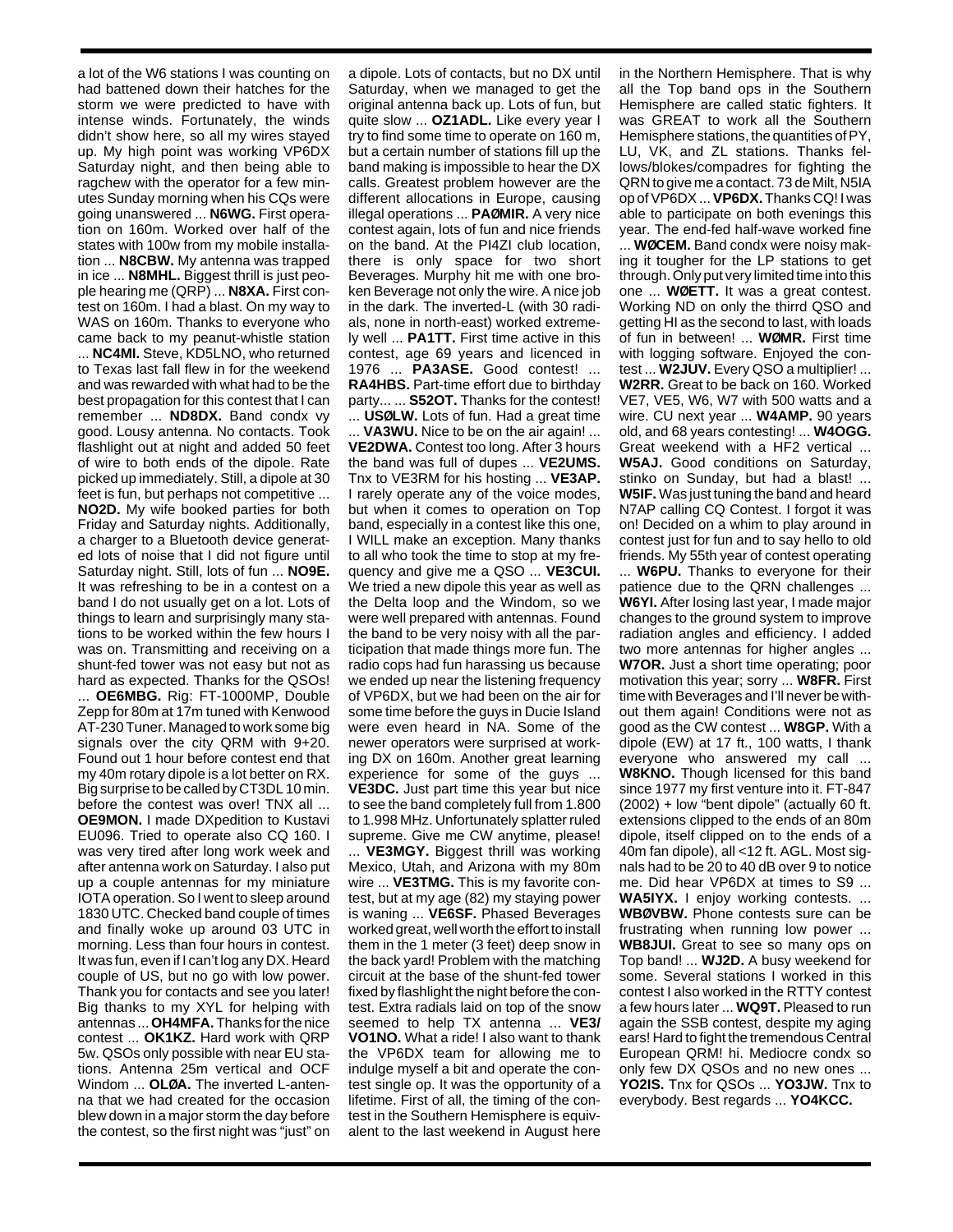a lot of the W6 stations I was counting on had battened down their hatches for the storm we were predicted to have with intense winds. Fortunately, the winds didn't show here, so all my wires stayed up. My high point was working VP6DX Saturday night, and then being able to ragchew with the operator for a few minutes Sunday morning when his CQs were going unanswered ... **N6WG.** First operation on 160m. Worked over half of the states with 100w from my mobile installation ... **N8CBW.** My antenna was trapped in ice ... **N8MHL.** Biggest thrill is just people hearing me (QRP) ... **N8XA.** First contest on 160m. I had a blast. On my way to WAS on 160m. Thanks to everyone who came back to my peanut-whistle station ... **NC4MI.** Steve, KD5LNO, who returned to Texas last fall flew in for the weekend and was rewarded with what had to be the best propagation for this contest that I can remember ... **ND8DX.** Band condx vy good. Lousy antenna. No contacts. Took flashlight out at night and added 50 feet of wire to both ends of the dipole. Rate picked up immediately. Still, a dipole at 30 feet is fun, but perhaps not competitive ... **NO2D.** My wife booked parties for both Friday and Saturday nights. Additionally, a charger to a Bluetooth device generated lots of noise that I did not figure until Saturday night. Still, lots of fun ... **NO9E.** It was refreshing to be in a contest on a band I do not usually get on a lot. Lots of things to learn and surprisingly many stations to be worked within the few hours I was on. Transmitting and receiving on a shunt-fed tower was not easy but not as hard as expected. Thanks for the QSOs! ... **OE6MBG.** Rig: FT-1000MP, Double Zepp for 80m at 17m tuned with Kenwood AT-230 Tuner. Managed to work some big signals over the city QRM with 9+20. Found out 1 hour before contest end that my 40m rotary dipole is a lot better on RX. Big surprise to be called by CT3DL 10 min. before the contest was over! TNX all ... **OE9MON.** I made DXpedition to Kustavi EU096. Tried to operate also CQ 160. I was very tired after long work week and after antenna work on Saturday. I also put up a couple antennas for my miniature IOTA operation. So I went to sleep around 1830 UTC. Checked band couple of times and finally woke up around 03 UTC in morning. Less than four hours in contest. It was fun, even if I can't log any DX. Heard couple of US, but no go with low power. Thank you for contacts and see you later! Big thanks to my XYL for helping with antennas ... **OH4MFA.** Thanks for the nice contest ... **OK1KZ.** Hard work with QRP 5w. QSOs only possible with near EU stations. Antenna 25m vertical and OCF Windom ... **OLØA.** The inverted L-antenna that we had created for the occasion blew down in a major storm the day before the contest, so the first night was "just" on a dipole. Lots of contacts, but no DX until Saturday, when we managed to get the original antenna back up. Lots of fun, but quite slow ... **OZ1ADL.** Like every year I try to find some time to operate on 160 m, but a certain number of stations fill up the band making is impossible to hear the DX calls. Greatest problem however are the different allocations in Europe, causing illegal operations ... **PAØMIR.** A very nice contest again, lots of fun and nice friends on the band. At the PI4ZI club location, there is only space for two short Beverages. Murphy hit me with one broken Beverage not only the wire. A nice job in the dark. The inverted-L (with 30 radials, none in north-east) worked extremely well ... **PA1TT.** First time active in this contest, age 69 years and licenced in 1976 ... **PA3ASE.** Good contest! ... **RA4HBS.** Part-time effort due to birthday party... ... **S52OT.** Thanks for the contest! ... **USØLW.** Lots of fun. Had a great time ... **VA3WU.** Nice to be on the air again! ... **VE2DWA.** Contest too long. After 3 hours the band was full of dupes ... **VE2UMS.** Tnx to VE3RM for his hosting ... **VE3AP.** I rarely operate any of the voice modes, but when it comes to operation on Top band, especially in a contest like this one, I WILL make an exception. Many thanks to all who took the time to stop at my frequency and give me a QSO ... **VE3CUI.** We tried a new dipole this year as well as the Delta loop and the Windom, so we were well prepared with antennas. Found the band to be very noisy with all the participation that made things more fun. The radio cops had fun harassing us because we ended up near the listening frequency of VP6DX, but we had been on the air for some time before the guys in Ducie Island were even heard in NA. Some of the newer operators were surprised at working DX on 160m. Another great learning experience for some of the guys ... **VE3DC.** Just part time this year but nice to see the band completely full from 1.800 to 1.998 MHz. Unfortunately splatter ruled supreme. Give me CW anytime, please! ... **VE3MGY.** Biggest thrill was working Mexico, Utah, and Arizona with my 80m wire ... **VE3TMG.** This is my favorite contest, but at my age (82) my staying power is waning ... **VE6SF.** Phased Beverages worked great, well worth the effort to install them in the 1 meter (3 feet) deep snow in the back yard! Problem with the matching circuit at the base of the shunt-fed tower fixed by flashlight the night before the contest. Extra radials laid on top of the snow seemed to help TX antenna ... **VE3/VO1NO.** What a ride! I also want to thank the VP6DX team for allowing me to indulge myself a bit and operate the contest single op. It was the opportunity of a lifetime. First of all, the timing of the contest in the Southern Hemisphere is equivalent to the last weekend in August here in the Northern Hemisphere. That is why all the Top band ops in the Southern Hemisphere are called static fighters. It was GREAT to work all the Southern Hemisphere stations, the quantities of PY, LU, VK, and ZL stations. Thanks fellows/blokes/compadres for fighting the QRN to give me a contact. 73 de Milt, N5IA op of VP6DX ... **VP6DX.** Thanks CQ! I was able to participate on both evenings this year. The end-fed half-wave worked fine ... **WØCEM.** Band condx were noisy making it tougher for the LP stations to get through. Only put very limited time into this one ... **WØETT.** It was a great contest. Working ND on only the thirrd QSO and getting HI as the second to last, with loads of fun in between! ... **WØMR.** First time with logging software. Enjoyed the contest ... **W2JUV.** Every QSO a multiplier! ... **W2RR.** Great to be back on 160. Worked VE7, VE5, W6, W7 with 500 watts and a wire. CU next year ... **W4AMP.** 90 years old, and 68 years contesting! ... **W4OGG.** Great weekend with a HF2 vertical ... **W5AJ.** Good conditions on Saturday, stinko on Sunday, but had a blast! ... **W5IF.** Was just tuning the band and heard N7AP calling CQ Contest. I forgot it was on! Decided on a whim to play around in contest just for fun and to say hello to old friends. My 55th year of contest operating ... **W6PU.** Thanks to everyone for their patience due to the QRN challenges ... **W6YI.** After losing last year, I made major changes to the ground system to improve radiation angles and efficiency. I added two more antennas for higher angles ... **W7OR.** Just a short time operating; poor motivation this year; sorry ... **W8FR.** First time with Beverages and I'll never be without them again! Conditions were not as good as the CW contest ... **W8GP.** With a dipole (EW) at 17 ft., 100 watts, I thank everyone who answered my call ... **W8KNO.** Though licensed for this band since 1977 my first venture into it. FT-847 (2002) + low "bent dipole" (actually 60 ft. extensions clipped to the ends of an 80m dipole, itself clipped on to the ends of a 40m fan dipole), all <12 ft. AGL. Most signals had to be 20 to 40 dB over 9 to notice me. Did hear VP6DX at times to S9 ... **WA5IYX.** I enjoy working contests. ... **WBØVBW.** Phone contests sure can be frustrating when running low power ... **WB8JUI.** Great to see so many ops on Top band! ... **WJ2D.** A busy weekend for some. Several stations I worked in this contest I also worked in the RTTY contest a few hours later ... **WQ9T.** Pleased to run again the SSB contest, despite my aging ears! Hard to fight the tremendous Central European QRM! hi. Mediocre condx so only few DX QSOs and no new ones ... **YO2IS.** Tnx for QSOs ... **YO3JW.** Tnx to everybody. Best regards ... **YO4KCC.**